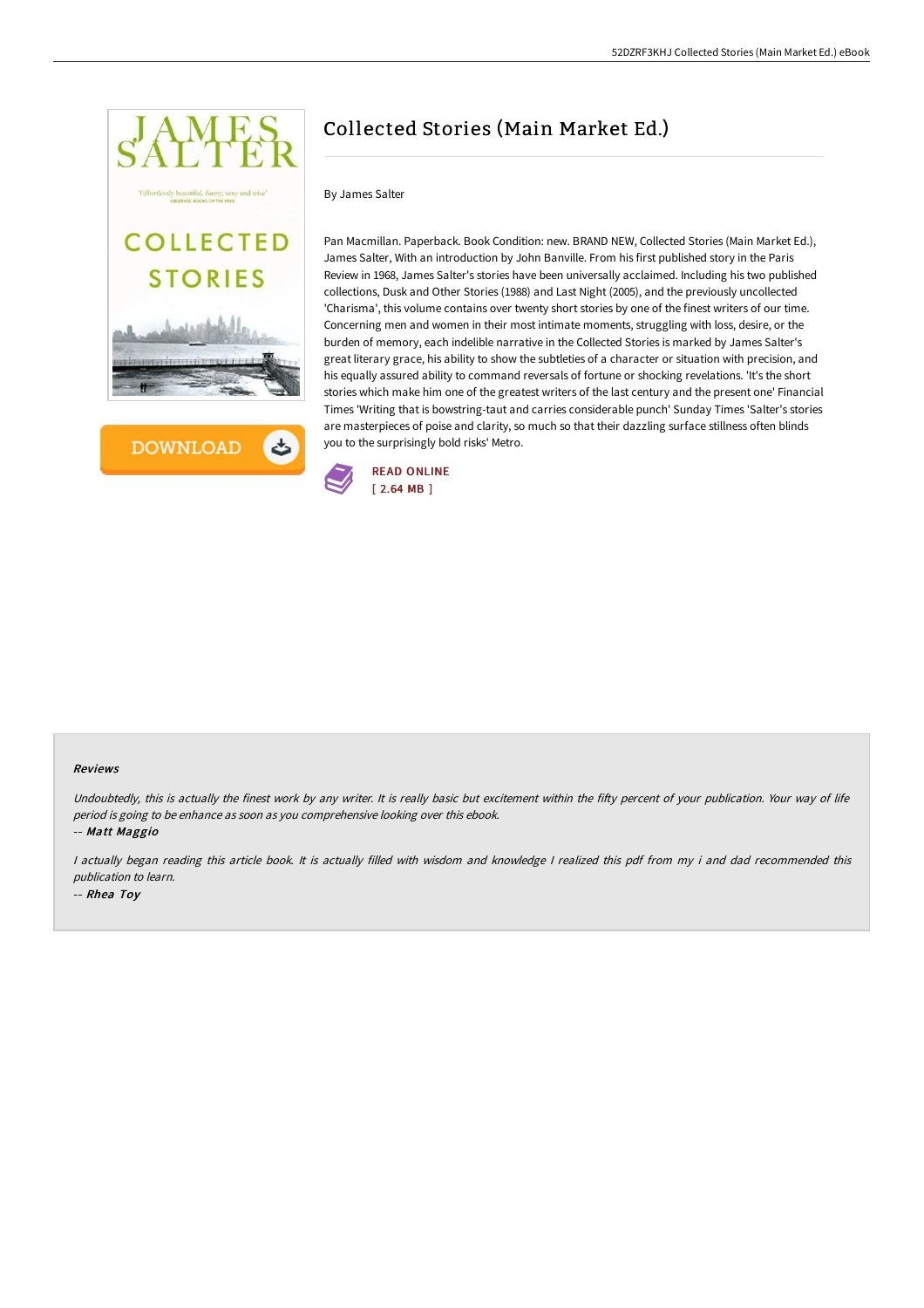# Collected Stories (Main Market Ed.)

By James Salter

Pan Macmillan. Paperback. Book Condition: new. BRAND NEW, Collected Stories (Main Market Ed.), James Salter, With an introduction by John Banville. From his first published story in the Paris Review in 1968, James Salter's stories have been universally acclaimed. Including his two published collections, Dusk and Other Stories (1988) and Last Night (2005), and the previously uncollected 'Charisma', this volume contains over twenty short stories by one of the finest writers of our time. Concerning men and women in their most intimate moments, struggling with loss, desire, or the burden of memory, each indelible narrative in the Collected Stories is marked by James Salter's great literary grace, his ability to show the subtleties of a character or situation with precision, and his equally assured ability to command reversals of fortune or shocking revelations. 'It's the short stories which make him one of the greatest writers of the last century and the present one' Financial Times 'Writing that is bowstring-taut and carries considerable punch' Sunday Times 'Salter's stories are masterpieces of poise and clarity, so much so that their dazzling surface stillness often blinds you to the surprisingly bold risks' Metro.

READ ONLINE
[ 2.64 MB ]

#### Reviews

*Undoubtedly, this is actually the finest work by any writer. It is really basic but excitement within the fifty percent of your publication. Your way of life period is going to be enhance as soon as you comprehensive looking over this ebook.*

-- *Matt Maggio*

*I actually began reading this article book. It is actually filled with wisdom and knowledge I realized this pdf from my i and dad recommended this publication to learn.*

-- *Rhea Toy*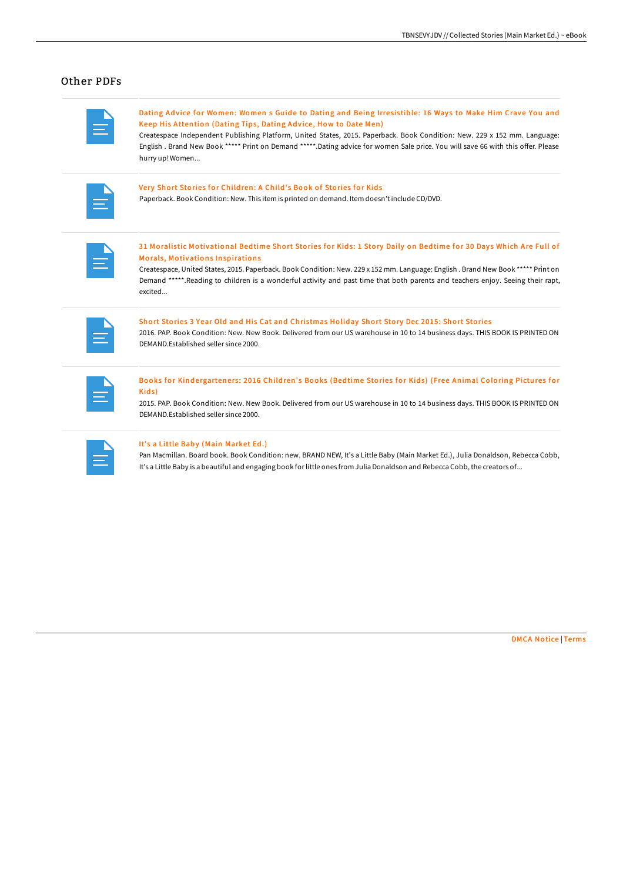## Other PDFs

**Dating Advice for Women: Women s Guide to Dating and Being Irresistible: 16 Ways to Make Him Crave You and Keep His Attention (Dating Tips, Dating Advice, How to Date Men)**

Createspace Independent Publishing Platform, United States, 2015. Paperback. Book Condition: New. 229 x 152 mm. Language: English . Brand New Book ***** Print on Demand *****.Dating advice for women Sale price. You will save 66 with this offer. Please hurry up! Women...

**Very Short Stories for Children: A Child's Book of Stories for Kids**

Paperback. Book Condition: New. This item is printed on demand. Item doesn't include CD/DVD.

**31 Moralistic Motivational Bedtime Short Stories for Kids: 1 Story Daily on Bedtime for 30 Days Which Are Full of Morals, Motivations Inspirations**

Createspace, United States, 2015. Paperback. Book Condition: New. 229 x 152 mm. Language: English . Brand New Book ***** Print on Demand *****.Reading to children is a wonderful activity and past time that both parents and teachers enjoy. Seeing their rapt, excited...

**Short Stories 3 Year Old and His Cat and Christmas Holiday Short Story Dec 2015: Short Stories**

2016. PAP. Book Condition: New. New Book. Delivered from our US warehouse in 10 to 14 business days. THIS BOOK IS PRINTED ON DEMAND.Established seller since 2000.

**Books for Kindergarteners: 2016 Children's Books (Bedtime Stories for Kids) (Free Animal Coloring Pictures for Kids)**

2015. PAP. Book Condition: New. New Book. Delivered from our US warehouse in 10 to 14 business days. THIS BOOK IS PRINTED ON DEMAND.Established seller since 2000.

**It's a Little Baby (Main Market Ed.)**

Pan Macmillan. Board book. Book Condition: new. BRAND NEW, It's a Little Baby (Main Market Ed.), Julia Donaldson, Rebecca Cobb, It's a Little Baby is a beautiful and engaging book for little ones from Julia Donaldson and Rebecca Cobb, the creators of...